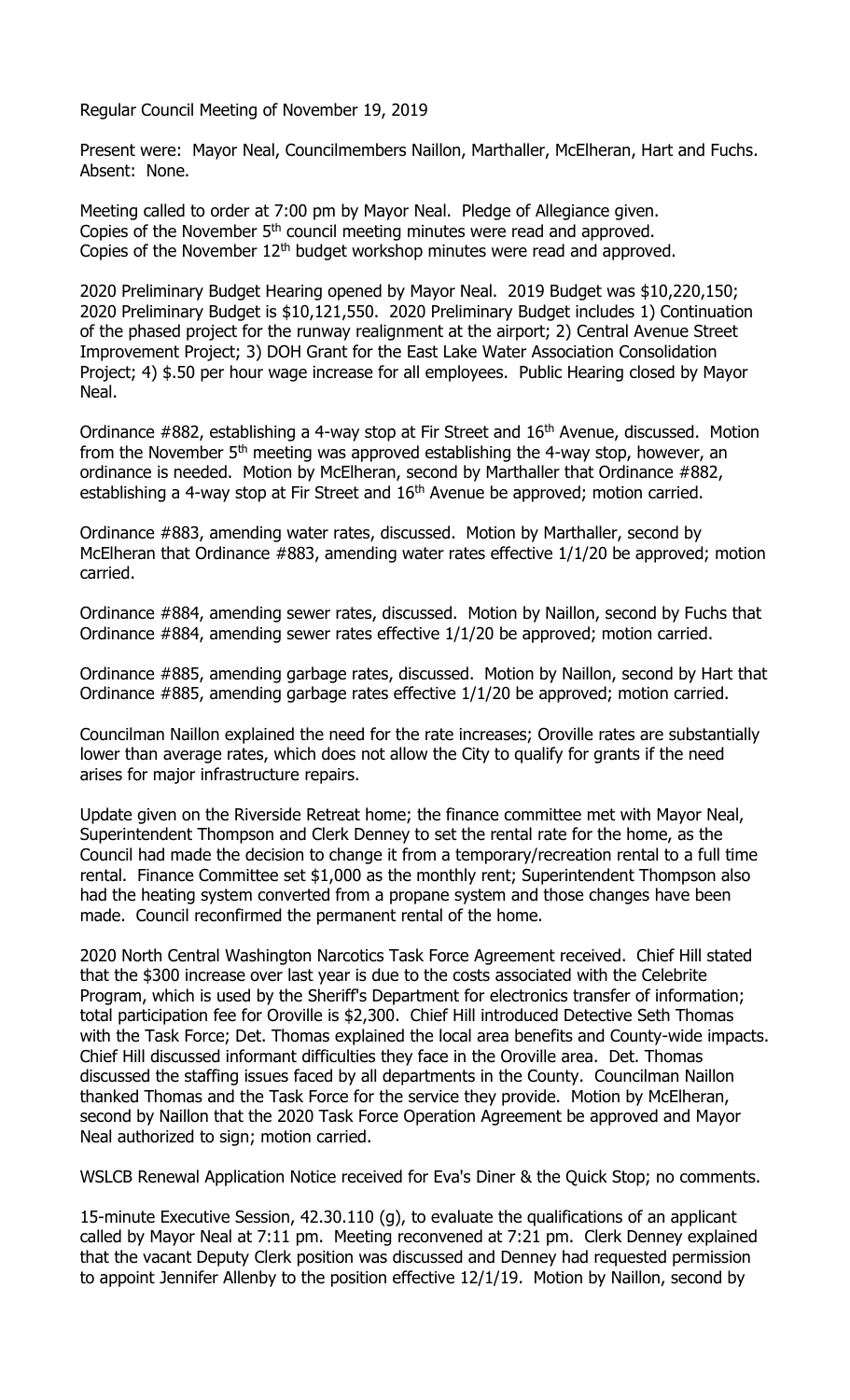Regular Council Meeting of November 19, 2019

Present were: Mayor Neal, Councilmembers Naillon, Marthaller, McElheran, Hart and Fuchs. Absent: None.

Meeting called to order at 7:00 pm by Mayor Neal. Pledge of Allegiance given.
Copies of the November 5th council meeting minutes were read and approved.
Copies of the November 12th budget workshop minutes were read and approved.

2020 Preliminary Budget Hearing opened by Mayor Neal. 2019 Budget was $10,220,150; 2020 Preliminary Budget is $10,121,550. 2020 Preliminary Budget includes 1) Continuation of the phased project for the runway realignment at the airport; 2) Central Avenue Street Improvement Project; 3) DOH Grant for the East Lake Water Association Consolidation Project; 4) $.50 per hour wage increase for all employees. Public Hearing closed by Mayor Neal.

Ordinance #882, establishing a 4-way stop at Fir Street and 16th Avenue, discussed. Motion from the November 5th meeting was approved establishing the 4-way stop, however, an ordinance is needed. Motion by McElheran, second by Marthaller that Ordinance #882, establishing a 4-way stop at Fir Street and 16th Avenue be approved; motion carried.

Ordinance #883, amending water rates, discussed. Motion by Marthaller, second by McElheran that Ordinance #883, amending water rates effective 1/1/20 be approved; motion carried.

Ordinance #884, amending sewer rates, discussed. Motion by Naillon, second by Fuchs that Ordinance #884, amending sewer rates effective 1/1/20 be approved; motion carried.

Ordinance #885, amending garbage rates, discussed. Motion by Naillon, second by Hart that Ordinance #885, amending garbage rates effective 1/1/20 be approved; motion carried.

Councilman Naillon explained the need for the rate increases; Oroville rates are substantially lower than average rates, which does not allow the City to qualify for grants if the need arises for major infrastructure repairs.

Update given on the Riverside Retreat home; the finance committee met with Mayor Neal, Superintendent Thompson and Clerk Denney to set the rental rate for the home, as the Council had made the decision to change it from a temporary/recreation rental to a full time rental. Finance Committee set $1,000 as the monthly rent; Superintendent Thompson also had the heating system converted from a propane system and those changes have been made. Council reconfirmed the permanent rental of the home.

2020 North Central Washington Narcotics Task Force Agreement received. Chief Hill stated that the $300 increase over last year is due to the costs associated with the Celebrite Program, which is used by the Sheriff's Department for electronics transfer of information; total participation fee for Oroville is $2,300. Chief Hill introduced Detective Seth Thomas with the Task Force; Det. Thomas explained the local area benefits and County-wide impacts. Chief Hill discussed informant difficulties they face in the Oroville area. Det. Thomas discussed the staffing issues faced by all departments in the County. Councilman Naillon thanked Thomas and the Task Force for the service they provide. Motion by McElheran, second by Naillon that the 2020 Task Force Operation Agreement be approved and Mayor Neal authorized to sign; motion carried.

WSLCB Renewal Application Notice received for Eva's Diner & the Quick Stop; no comments.

15-minute Executive Session, 42.30.110 (g), to evaluate the qualifications of an applicant called by Mayor Neal at 7:11 pm. Meeting reconvened at 7:21 pm. Clerk Denney explained that the vacant Deputy Clerk position was discussed and Denney had requested permission to appoint Jennifer Allenby to the position effective 12/1/19. Motion by Naillon, second by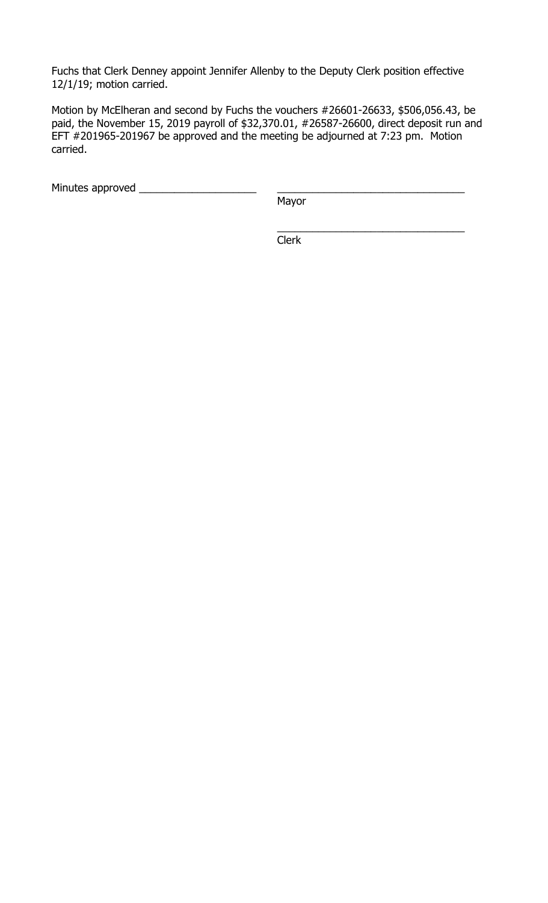Fuchs that Clerk Denney appoint Jennifer Allenby to the Deputy Clerk position effective 12/1/19; motion carried.

Motion by McElheran and second by Fuchs the vouchers #26601-26633, $506,056.43, be paid, the November 15, 2019 payroll of $32,370.01, #26587-26600, direct deposit run and EFT #201965-201967 be approved and the meeting be adjourned at 7:23 pm. Motion carried.

Minutes approved ____________________ ________________________________
Mayor

________________________________
Clerk